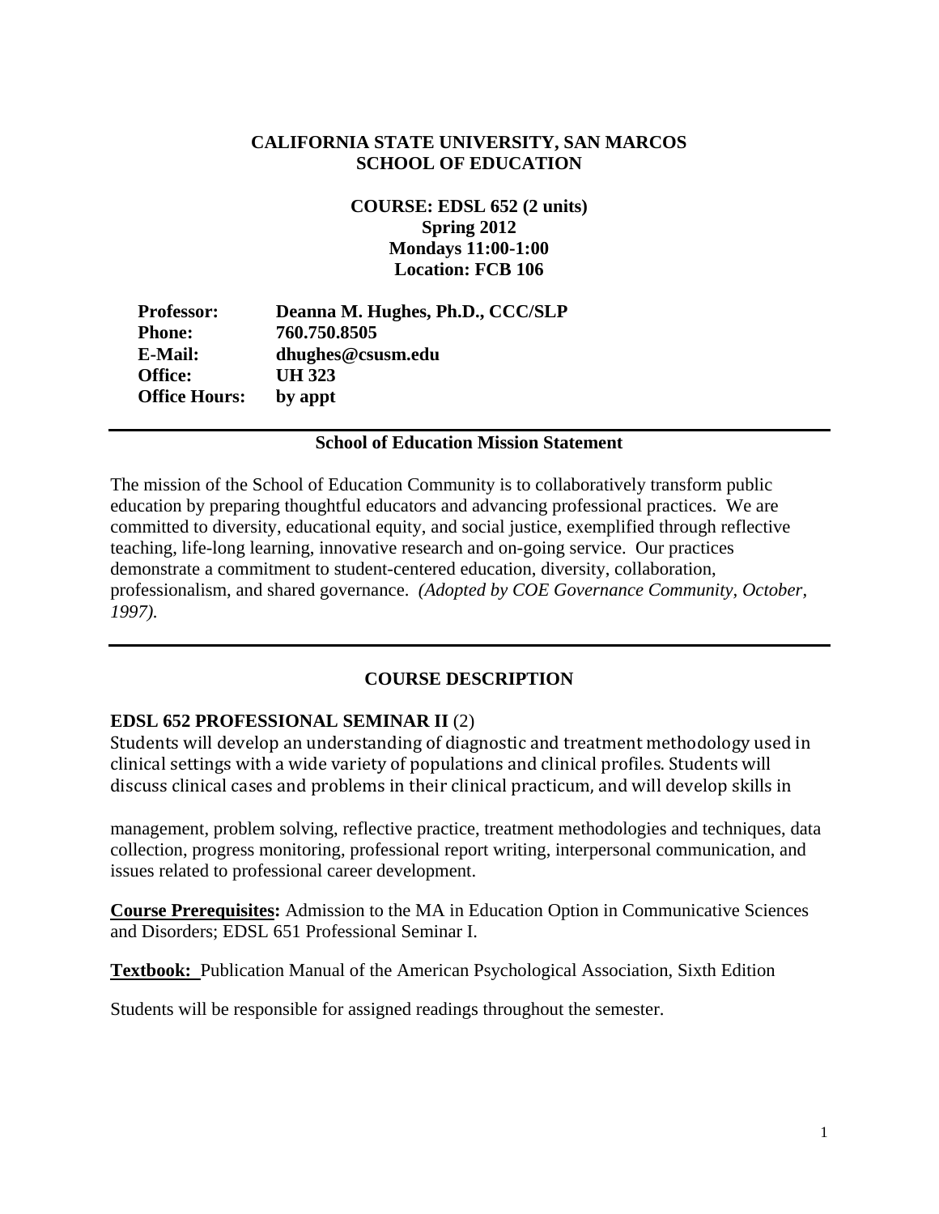**CALIFORNIA STATE UNIVERSITY, SAN MARCOS**
**SCHOOL OF EDUCATION**

**COURSE: EDSL 652 (2 units)**
**Spring 2012**
**Mondays 11:00-1:00**
**Location: FCB 106**

| | |
|---|---|
| **Professor:** | **Deanna M. Hughes, Ph.D., CCC/SLP** |
| **Phone:** | **760.750.8505** |
| **E-Mail:** | **dhughes@csusm.edu** |
| **Office:** | **UH 323** |
| **Office Hours:** | **by appt** |

---

## School of Education Mission Statement

The mission of the School of Education Community is to collaboratively transform public education by preparing thoughtful educators and advancing professional practices. We are committed to diversity, educational equity, and social justice, exemplified through reflective teaching, life-long learning, innovative research and on-going service. Our practices demonstrate a commitment to student-centered education, diversity, collaboration, professionalism, and shared governance. *(Adopted by COE Governance Community, October, 1997).*

---

## COURSE DESCRIPTION

**EDSL 652 PROFESSIONAL SEMINAR II** (2)
Students will develop an understanding of diagnostic and treatment methodology used in clinical settings with a wide variety of populations and clinical profiles. Students will discuss clinical cases and problems in their clinical practicum, and will develop skills in management, problem solving, reflective practice, treatment methodologies and techniques, data collection, progress monitoring, professional report writing, interpersonal communication, and issues related to professional career development.

**Course Prerequisites:** Admission to the MA in Education Option in Communicative Sciences and Disorders; EDSL 651 Professional Seminar I.

**Textbook:** Publication Manual of the American Psychological Association, Sixth Edition

Students will be responsible for assigned readings throughout the semester.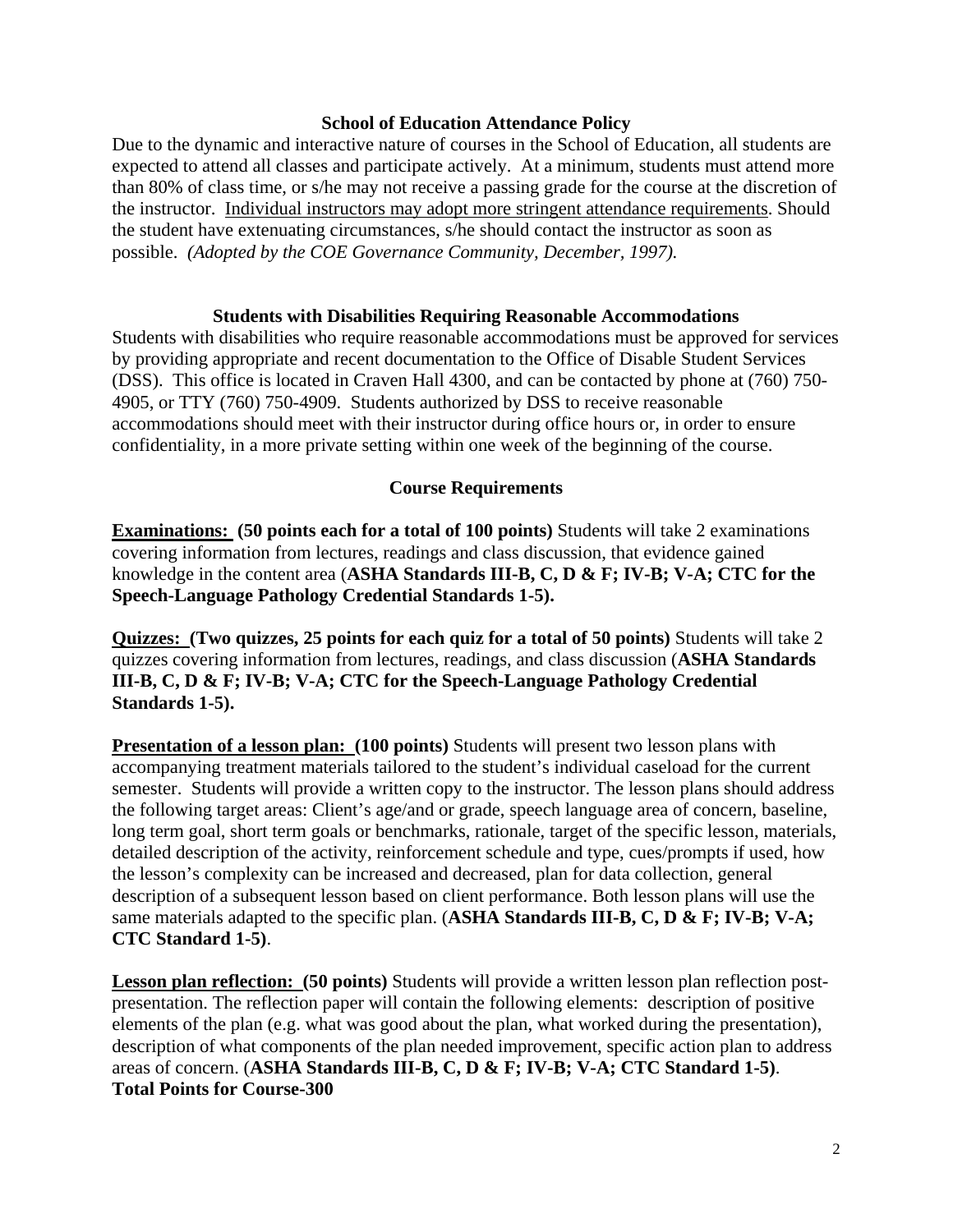### School of Education Attendance Policy

Due to the dynamic and interactive nature of courses in the School of Education, all students are expected to attend all classes and participate actively. At a minimum, students must attend more than 80% of class time, or s/he may not receive a passing grade for the course at the discretion of the instructor. <u>Individual instructors may adopt more stringent attendance requirements</u>. Should the student have extenuating circumstances, s/he should contact the instructor as soon as possible. *(Adopted by the COE Governance Community, December, 1997).*

### Students with Disabilities Requiring Reasonable Accommodations

Students with disabilities who require reasonable accommodations must be approved for services by providing appropriate and recent documentation to the Office of Disable Student Services (DSS). This office is located in Craven Hall 4300, and can be contacted by phone at (760) 750-4905, or TTY (760) 750-4909. Students authorized by DSS to receive reasonable accommodations should meet with their instructor during office hours or, in order to ensure confidentiality, in a more private setting within one week of the beginning of the course.

### Course Requirements

**<u>Examinations:</u> (50 points each for a total of 100 points)** Students will take 2 examinations covering information from lectures, readings and class discussion, that evidence gained knowledge in the content area (**ASHA Standards III-B, C, D & F; IV-B; V-A; CTC for the Speech-Language Pathology Credential Standards 1-5).**

**<u>Quizzes:</u> (Two quizzes, 25 points for each quiz for a total of 50 points)** Students will take 2 quizzes covering information from lectures, readings, and class discussion (**ASHA Standards III-B, C, D & F; IV-B; V-A; CTC for the Speech-Language Pathology Credential Standards 1-5).**

**<u>Presentation of a lesson plan:</u> (100 points)** Students will present two lesson plans with accompanying treatment materials tailored to the student's individual caseload for the current semester. Students will provide a written copy to the instructor. The lesson plans should address the following target areas: Client's age/and or grade, speech language area of concern, baseline, long term goal, short term goals or benchmarks, rationale, target of the specific lesson, materials, detailed description of the activity, reinforcement schedule and type, cues/prompts if used, how the lesson's complexity can be increased and decreased, plan for data collection, general description of a subsequent lesson based on client performance. Both lesson plans will use the same materials adapted to the specific plan. (**ASHA Standards III-B, C, D & F; IV-B; V-A; CTC Standard 1-5)**.

**<u>Lesson plan reflection:</u> (50 points)** Students will provide a written lesson plan reflection post-presentation. The reflection paper will contain the following elements: description of positive elements of the plan (e.g. what was good about the plan, what worked during the presentation), description of what components of the plan needed improvement, specific action plan to address areas of concern. (**ASHA Standards III-B, C, D & F; IV-B; V-A; CTC Standard 1-5)**.

**Total Points for Course-300**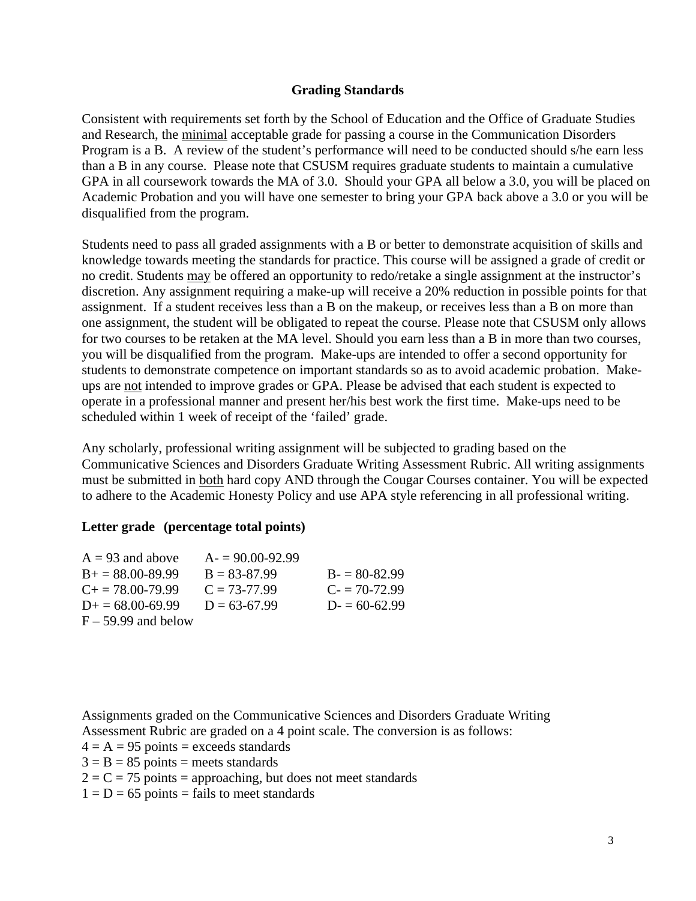## Grading Standards

Consistent with requirements set forth by the School of Education and the Office of Graduate Studies and Research, the minimal acceptable grade for passing a course in the Communication Disorders Program is a B. A review of the student's performance will need to be conducted should s/he earn less than a B in any course. Please note that CSUSM requires graduate students to maintain a cumulative GPA in all coursework towards the MA of 3.0. Should your GPA all below a 3.0, you will be placed on Academic Probation and you will have one semester to bring your GPA back above a 3.0 or you will be disqualified from the program.

Students need to pass all graded assignments with a B or better to demonstrate acquisition of skills and knowledge towards meeting the standards for practice. This course will be assigned a grade of credit or no credit. Students may be offered an opportunity to redo/retake a single assignment at the instructor's discretion. Any assignment requiring a make-up will receive a 20% reduction in possible points for that assignment. If a student receives less than a B on the makeup, or receives less than a B on more than one assignment, the student will be obligated to repeat the course. Please note that CSUSM only allows for two courses to be retaken at the MA level. Should you earn less than a B in more than two courses, you will be disqualified from the program. Make-ups are intended to offer a second opportunity for students to demonstrate competence on important standards so as to avoid academic probation. Make-ups are not intended to improve grades or GPA. Please be advised that each student is expected to operate in a professional manner and present her/his best work the first time. Make-ups need to be scheduled within 1 week of receipt of the 'failed' grade.

Any scholarly, professional writing assignment will be subjected to grading based on the Communicative Sciences and Disorders Graduate Writing Assessment Rubric. All writing assignments must be submitted in both hard copy AND through the Cougar Courses container. You will be expected to adhere to the Academic Honesty Policy and use APA style referencing in all professional writing.

**Letter grade (percentage total points)**

| | | |
|---|---|---|
| A = 93 and above | A- = 90.00-92.99 | |
| B+ = 88.00-89.99 | B = 83-87.99 | B- = 80-82.99 |
| C+ = 78.00-79.99 | C = 73-77.99 | C- = 70-72.99 |
| D+ = 68.00-69.99 | D = 63-67.99 | D- = 60-62.99 |
| F – 59.99 and below | | |

Assignments graded on the Communicative Sciences and Disorders Graduate Writing Assessment Rubric are graded on a 4 point scale. The conversion is as follows:
4 = A = 95 points = exceeds standards
3 = B = 85 points = meets standards
2 = C = 75 points = approaching, but does not meet standards
1 = D = 65 points = fails to meet standards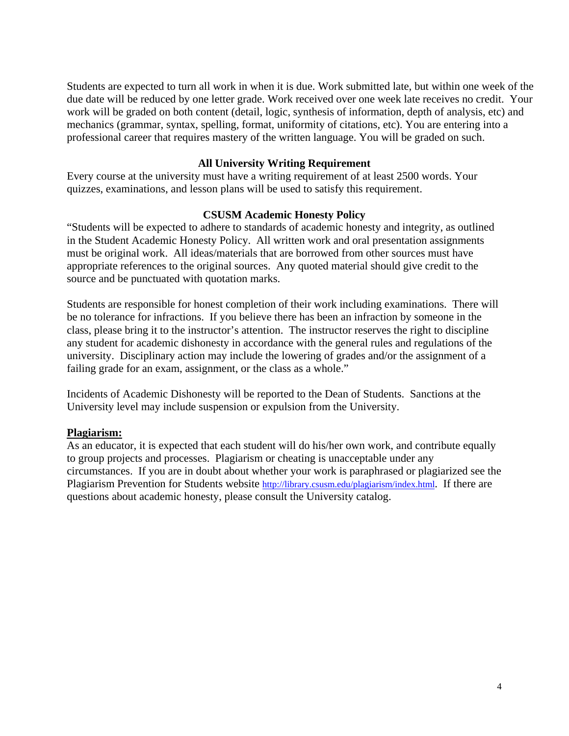Students are expected to turn all work in when it is due. Work submitted late, but within one week of the due date will be reduced by one letter grade. Work received over one week late receives no credit. Your work will be graded on both content (detail, logic, synthesis of information, depth of analysis, etc) and mechanics (grammar, syntax, spelling, format, uniformity of citations, etc). You are entering into a professional career that requires mastery of the written language. You will be graded on such.

### All University Writing Requirement

Every course at the university must have a writing requirement of at least 2500 words. Your quizzes, examinations, and lesson plans will be used to satisfy this requirement.

### CSUSM Academic Honesty Policy

"Students will be expected to adhere to standards of academic honesty and integrity, as outlined in the Student Academic Honesty Policy. All written work and oral presentation assignments must be original work. All ideas/materials that are borrowed from other sources must have appropriate references to the original sources. Any quoted material should give credit to the source and be punctuated with quotation marks.

Students are responsible for honest completion of their work including examinations. There will be no tolerance for infractions. If you believe there has been an infraction by someone in the class, please bring it to the instructor's attention. The instructor reserves the right to discipline any student for academic dishonesty in accordance with the general rules and regulations of the university. Disciplinary action may include the lowering of grades and/or the assignment of a failing grade for an exam, assignment, or the class as a whole."

Incidents of Academic Dishonesty will be reported to the Dean of Students. Sanctions at the University level may include suspension or expulsion from the University.

**Plagiarism:**

As an educator, it is expected that each student will do his/her own work, and contribute equally to group projects and processes. Plagiarism or cheating is unacceptable under any circumstances. If you are in doubt about whether your work is paraphrased or plagiarized see the Plagiarism Prevention for Students website http://library.csusm.edu/plagiarism/index.html. If there are questions about academic honesty, please consult the University catalog.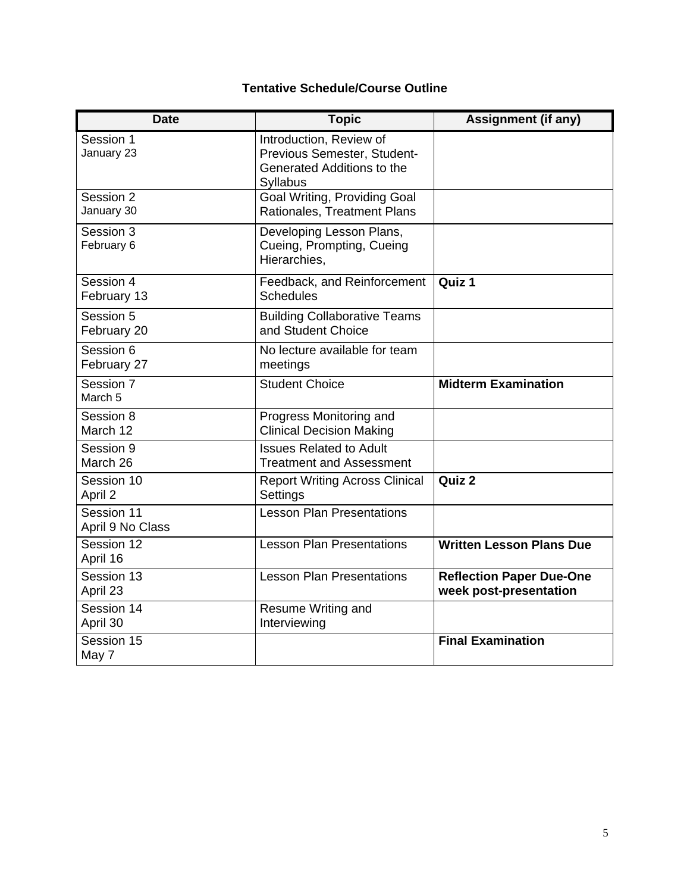**Tentative Schedule/Course Outline**

| Date | Topic | Assignment (if any) |
|---|---|---|
| Session 1<br>January 23 | Introduction, Review of Previous Semester, Student-Generated Additions to the Syllabus | |
| Session 2<br>January 30 | Goal Writing, Providing Goal Rationales, Treatment Plans | |
| Session 3<br>February 6 | Developing Lesson Plans, Cueing, Prompting, Cueing Hierarchies, | |
| Session 4<br>February 13 | Feedback, and Reinforcement Schedules | **Quiz 1** |
| Session 5<br>February 20 | Building Collaborative Teams and Student Choice | |
| Session 6<br>February 27 | No lecture available for team meetings | |
| Session 7<br>March 5 | Student Choice | **Midterm Examination** |
| Session 8<br>March 12 | Progress Monitoring and Clinical Decision Making | |
| Session 9<br>March 26 | Issues Related to Adult Treatment and Assessment | |
| Session 10<br>April 2 | Report Writing Across Clinical Settings | **Quiz 2** |
| Session 11<br>April 9 No Class | Lesson Plan Presentations | |
| Session 12<br>April 16 | Lesson Plan Presentations | **Written Lesson Plans Due** |
| Session 13<br>April 23 | Lesson Plan Presentations | **Reflection Paper Due-One week post-presentation** |
| Session 14<br>April 30 | Resume Writing and Interviewing | |
| Session 15<br>May 7 | | **Final Examination** |